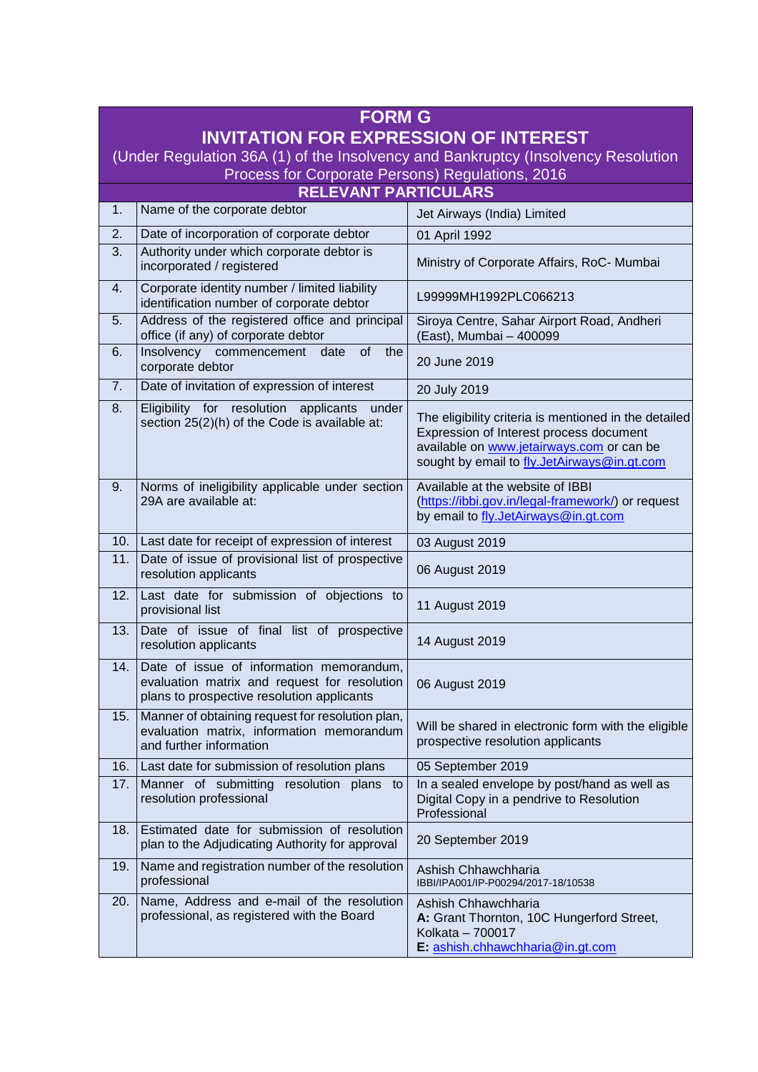# FORM G

## INVITATION FOR EXPRESSION OF INTEREST

(Under Regulation 36A (1) of the Insolvency and Bankruptcy (Insolvency Resolution Process for Corporate Persons) Regulations, 2016

### RELEVANT PARTICULARS

| | | |
|---|---|---|
| 1. | Name of the corporate debtor | Jet Airways (India) Limited |
| 2. | Date of incorporation of corporate debtor | 01 April 1992 |
| 3. | Authority under which corporate debtor is incorporated / registered | Ministry of Corporate Affairs, RoC- Mumbai |
| 4. | Corporate identity number / limited liability identification number of corporate debtor | L99999MH1992PLC066213 |
| 5. | Address of the registered office and principal office (if any) of corporate debtor | Siroya Centre, Sahar Airport Road, Andheri (East), Mumbai – 400099 |
| 6. | Insolvency commencement date of the corporate debtor | 20 June 2019 |
| 7. | Date of invitation of expression of interest | 20 July 2019 |
| 8. | Eligibility for resolution applicants under section 25(2)(h) of the Code is available at: | The eligibility criteria is mentioned in the detailed Expression of Interest process document available on www.jetairways.com or can be sought by email to fly.JetAirways@in.gt.com |
| 9. | Norms of ineligibility applicable under section 29A are available at: | Available at the website of IBBI (https://ibbi.gov.in/legal-framework/) or request by email to fly.JetAirways@in.gt.com |
| 10. | Last date for receipt of expression of interest | 03 August 2019 |
| 11. | Date of issue of provisional list of prospective resolution applicants | 06 August 2019 |
| 12. | Last date for submission of objections to provisional list | 11 August 2019 |
| 13. | Date of issue of final list of prospective resolution applicants | 14 August 2019 |
| 14. | Date of issue of information memorandum, evaluation matrix and request for resolution plans to prospective resolution applicants | 06 August 2019 |
| 15. | Manner of obtaining request for resolution plan, evaluation matrix, information memorandum and further information | Will be shared in electronic form with the eligible prospective resolution applicants |
| 16. | Last date for submission of resolution plans | 05 September 2019 |
| 17. | Manner of submitting resolution plans to resolution professional | In a sealed envelope by post/hand as well as Digital Copy in a pendrive to Resolution Professional |
| 18. | Estimated date for submission of resolution plan to the Adjudicating Authority for approval | 20 September 2019 |
| 19. | Name and registration number of the resolution professional | Ashish Chhawchharia<br>IBBI/IPA001/IP-P00294/2017-18/10538 |
| 20. | Name, Address and e-mail of the resolution professional, as registered with the Board | Ashish Chhawchharia<br>**A:** Grant Thornton, 10C Hungerford Street, Kolkata – 700017<br>**E:** ashish.chhawchharia@in.gt.com |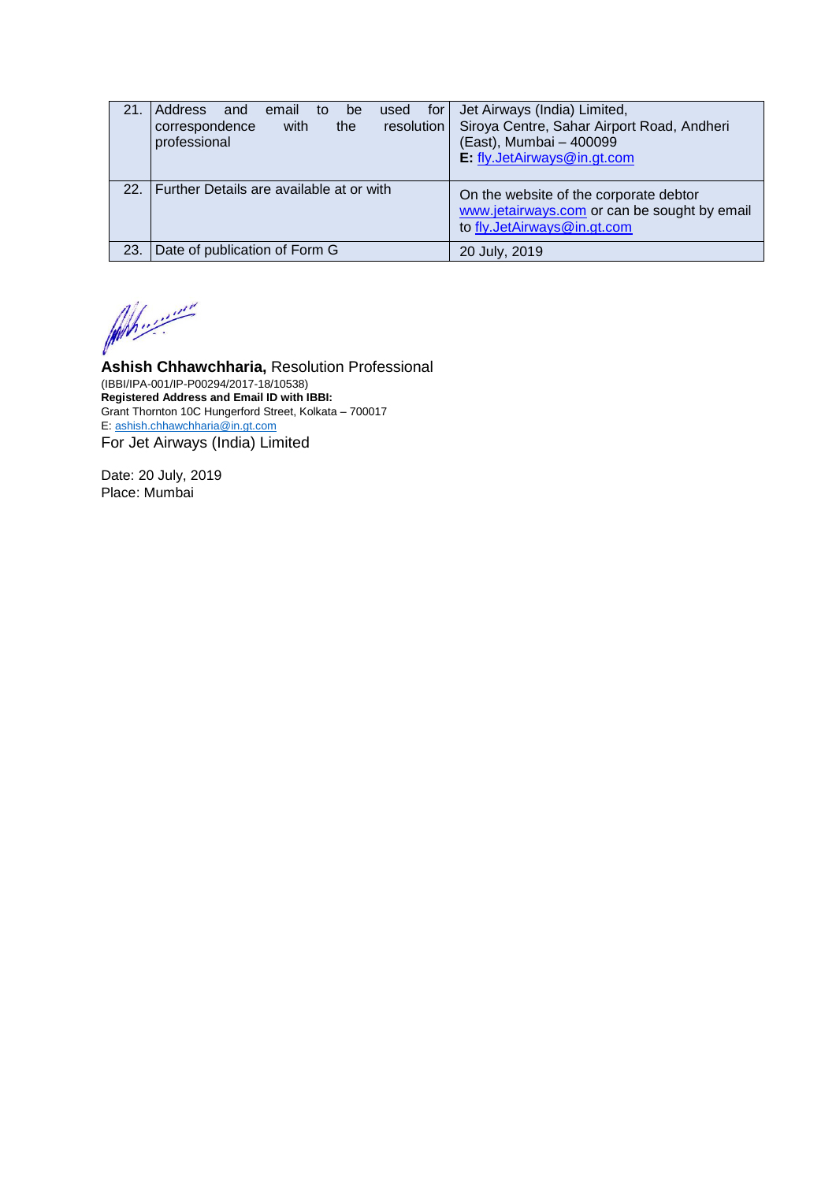| | | |
|---|---|---|
| 21. | Address and email to be used for correspondence with the resolution professional | Jet Airways (India) Limited, Siroya Centre, Sahar Airport Road, Andheri (East), Mumbai – 400099 **E:** fly.JetAirways@in.gt.com |
| 22. | Further Details are available at or with | On the website of the corporate debtor www.jetairways.com or can be sought by email to fly.JetAirways@in.gt.com |
| 23. | Date of publication of Form G | 20 July, 2019 |

**Ashish Chhawchharia,** Resolution Professional
(IBBI/IPA-001/IP-P00294/2017-18/10538)
**Registered Address and Email ID with IBBI:**
Grant Thornton 10C Hungerford Street, Kolkata – 700017
E: ashish.chhawchharia@in.gt.com
For Jet Airways (India) Limited

Date: 20 July, 2019
Place: Mumbai